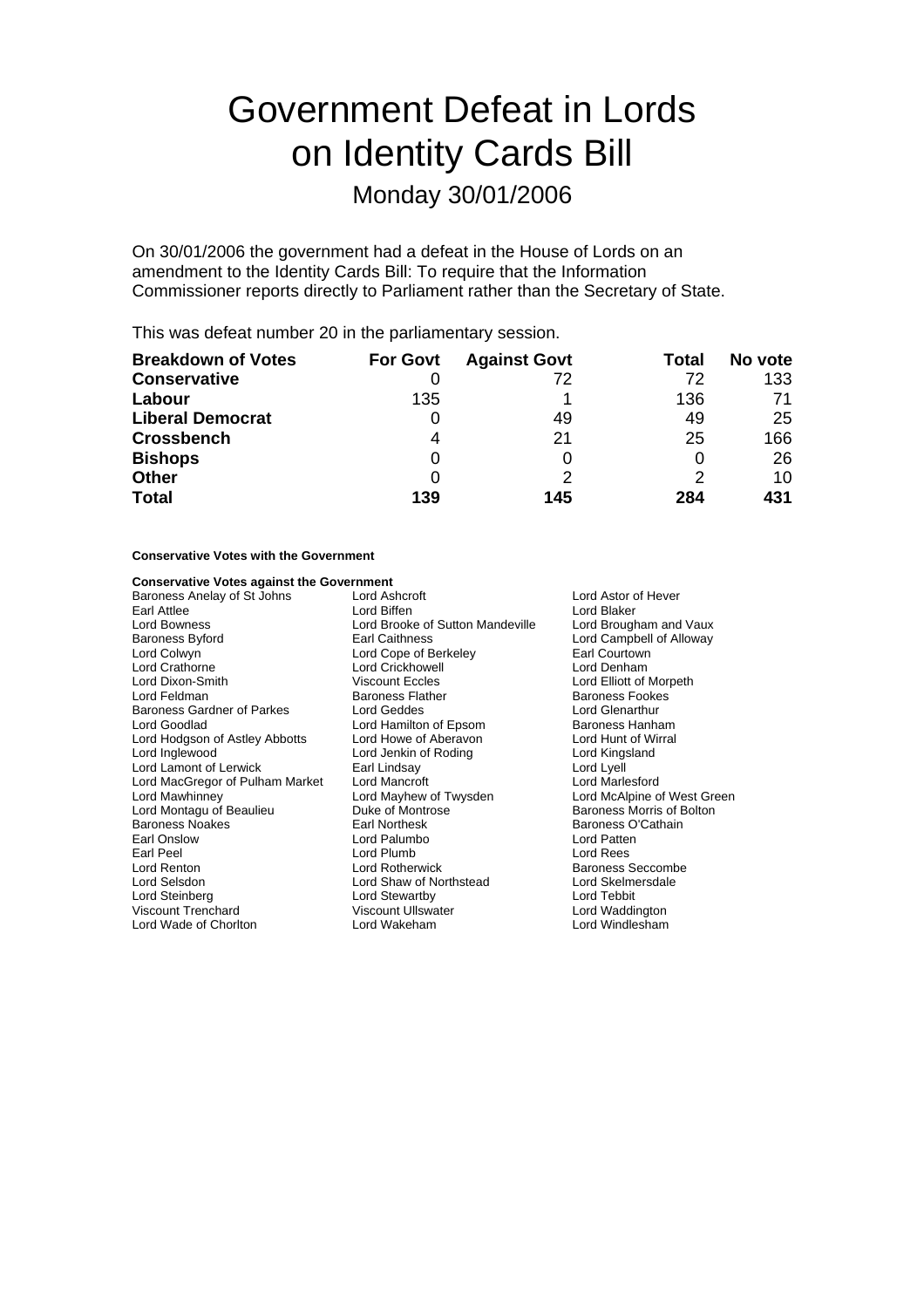# Government Defeat in Lords on Identity Cards Bill

## Monday 30/01/2006

On 30/01/2006 the government had a defeat in the House of Lords on an amendment to the Identity Cards Bill: To require that the Information Commissioner reports directly to Parliament rather than the Secretary of State.

This was defeat number 20 in the parliamentary session.

| Breakdown of Votes | For Govt | Against Govt | Total | No vote |
|---|---|---|---|---|
| **Conservative** | 0 | 72 | 72 | 133 |
| **Labour** | 135 | 1 | 136 | 71 |
| **Liberal Democrat** | 0 | 49 | 49 | 25 |
| **Crossbench** | 4 | 21 | 25 | 166 |
| **Bishops** | 0 | 0 | 0 | 26 |
| **Other** | 0 | 2 | 2 | 10 |
| **Total** | **139** | **145** | **284** | **431** |

**Conservative Votes with the Government**

**Conservative Votes against the Government**

Baroness Anelay of St Johns, Lord Ashcroft, Lord Astor of Hever, Earl Attlee, Lord Biffen, Lord Blaker, Lord Bowness, Lord Brooke of Sutton Mandeville, Lord Brougham and Vaux, Baroness Byford, Earl Caithness, Lord Campbell of Alloway, Lord Colwyn, Lord Cope of Berkeley, Earl Courtown, Lord Crathorne, Lord Crickhowell, Lord Denham, Lord Dixon-Smith, Viscount Eccles, Lord Elliott of Morpeth, Lord Feldman, Baroness Flather, Baroness Fookes, Baroness Gardner of Parkes, Lord Geddes, Lord Glenarthur, Lord Goodlad, Lord Hamilton of Epsom, Baroness Hanham, Lord Hodgson of Astley Abbotts, Lord Howe of Aberavon, Lord Hunt of Wirral, Lord Inglewood, Lord Jenkin of Roding, Lord Kingsland, Lord Lamont of Lerwick, Earl Lindsay, Lord Lyell, Lord MacGregor of Pulham Market, Lord Mancroft, Lord Marlesford, Lord Mawhinney, Lord Mayhew of Twysden, Lord McAlpine of West Green, Lord Montagu of Beaulieu, Duke of Montrose, Baroness Morris of Bolton, Baroness Noakes, Earl Northesk, Baroness O'Cathain, Earl Onslow, Lord Palumbo, Lord Patten, Earl Peel, Lord Plumb, Lord Rees, Lord Renton, Lord Rotherwick, Baroness Seccombe, Lord Selsdon, Lord Shaw of Northstead, Lord Skelmersdale, Lord Steinberg, Lord Stewartby, Lord Tebbit, Viscount Trenchard, Viscount Ullswater, Lord Waddington, Lord Wade of Chorlton, Lord Wakeham, Lord Windlesham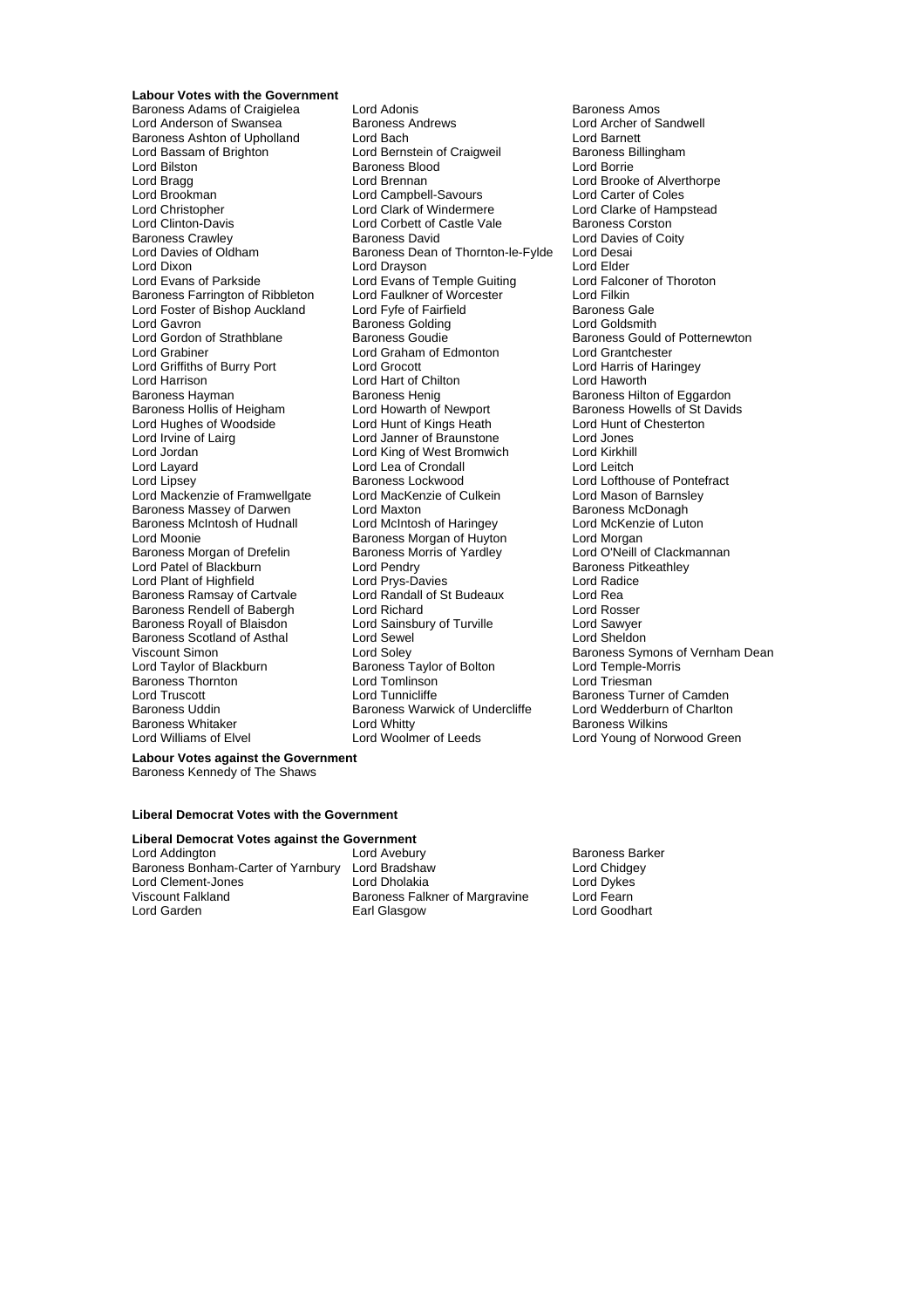**Labour Votes with the Government**

Baroness Adams of Craigielea
Lord Adonis
Baroness Amos
Lord Anderson of Swansea
Baroness Andrews
Lord Archer of Sandwell
Baroness Ashton of Upholland
Lord Bach
Lord Barnett
Lord Bassam of Brighton
Lord Bernstein of Craigweil
Baroness Billingham
Lord Bilston
Baroness Blood
Lord Borrie
Lord Bragg
Lord Brennan
Lord Brooke of Alverthorpe
Lord Brookman
Lord Campbell-Savours
Lord Carter of Coles
Lord Christopher
Lord Clark of Windermere
Lord Clarke of Hampstead
Lord Clinton-Davis
Lord Corbett of Castle Vale
Baroness Corston
Baroness Crawley
Baroness David
Lord Davies of Coity
Lord Davies of Oldham
Baroness Dean of Thornton-le-Fylde
Lord Desai
Lord Dixon
Lord Drayson
Lord Elder
Lord Evans of Parkside
Lord Evans of Temple Guiting
Lord Falconer of Thoroton
Baroness Farrington of Ribbleton
Lord Faulkner of Worcester
Lord Filkin
Lord Foster of Bishop Auckland
Lord Fyfe of Fairfield
Baroness Gale
Lord Gavron
Baroness Golding
Lord Goldsmith
Lord Gordon of Strathblane
Baroness Goudie
Baroness Gould of Potternewton
Lord Grabiner
Lord Graham of Edmonton
Lord Grantchester
Lord Griffiths of Burry Port
Lord Grocott
Lord Harris of Haringey
Lord Harrison
Lord Hart of Chilton
Lord Haworth
Baroness Hayman
Baroness Henig
Baroness Hilton of Eggardon
Baroness Hollis of Heigham
Lord Howarth of Newport
Baroness Howells of St Davids
Lord Hughes of Woodside
Lord Hunt of Kings Heath
Lord Hunt of Chesterton
Lord Irvine of Lairg
Lord Janner of Braunstone
Lord Jones
Lord Jordan
Lord King of West Bromwich
Lord Kirkhill
Lord Layard
Lord Lea of Crondall
Lord Leitch
Lord Lipsey
Baroness Lockwood
Lord Lofthouse of Pontefract
Lord Mackenzie of Framwellgate
Lord MacKenzie of Culkein
Lord Mason of Barnsley
Baroness Massey of Darwen
Lord Maxton
Baroness McDonagh
Baroness McIntosh of Hudnall
Lord McIntosh of Haringey
Lord McKenzie of Luton
Lord Moonie
Baroness Morgan of Huyton
Lord Morgan
Baroness Morgan of Drefelin
Baroness Morris of Yardley
Lord O'Neill of Clackmannan
Lord Patel of Blackburn
Lord Pendry
Baroness Pitkeathley
Lord Plant of Highfield
Lord Prys-Davies
Lord Radice
Baroness Ramsay of Cartvale
Lord Randall of St Budeaux
Lord Rea
Baroness Rendell of Babergh
Lord Richard
Lord Rosser
Baroness Royall of Blaisdon
Lord Sainsbury of Turville
Lord Sawyer
Baroness Scotland of Asthal
Lord Sewel
Lord Sheldon
Viscount Simon
Lord Soley
Baroness Symons of Vernham Dean
Lord Taylor of Blackburn
Baroness Taylor of Bolton
Lord Temple-Morris
Baroness Thornton
Lord Tomlinson
Lord Triesman
Lord Truscott
Lord Tunnicliffe
Baroness Turner of Camden
Baroness Uddin
Baroness Warwick of Undercliffe
Lord Wedderburn of Charlton
Baroness Whitaker
Lord Whitty
Baroness Wilkins
Lord Williams of Elvel
Lord Woolmer of Leeds
Lord Young of Norwood Green

**Labour Votes against the Government**

Baroness Kennedy of The Shaws

**Liberal Democrat Votes with the Government**

**Liberal Democrat Votes against the Government**

Lord Addington
Lord Avebury
Baroness Barker
Baroness Bonham-Carter of Yarnbury
Lord Bradshaw
Lord Chidgey
Lord Clement-Jones
Lord Dholakia
Lord Dykes
Viscount Falkland
Baroness Falkner of Margravine
Lord Fearn
Lord Garden
Earl Glasgow
Lord Goodhart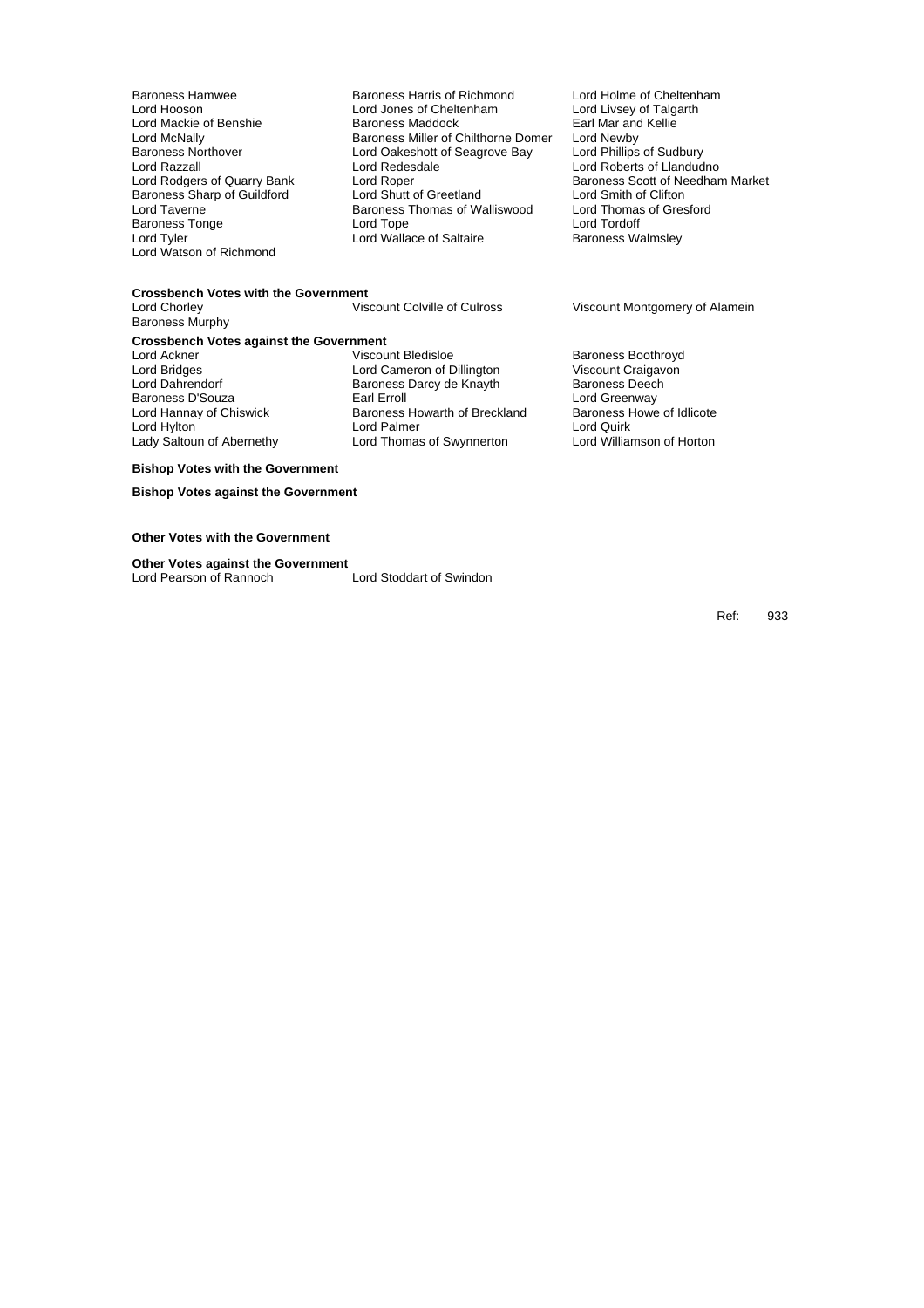Baroness Hamwee
Lord Hooson
Lord Mackie of Benshie
Lord McNally
Baroness Northover
Lord Razzall
Lord Rodgers of Quarry Bank
Baroness Sharp of Guildford
Lord Taverne
Baroness Tonge
Lord Tyler
Lord Watson of Richmond
Baroness Harris of Richmond
Lord Jones of Cheltenham
Baroness Maddock
Baroness Miller of Chilthorne Domer
Lord Oakeshott of Seagrove Bay
Lord Redesdale
Lord Roper
Lord Shutt of Greetland
Baroness Thomas of Walliswood
Lord Tope
Lord Wallace of Saltaire
Lord Holme of Cheltenham
Lord Livsey of Talgarth
Earl Mar and Kellie
Lord Newby
Lord Phillips of Sudbury
Lord Roberts of Llandudno
Baroness Scott of Needham Market
Lord Smith of Clifton
Lord Thomas of Gresford
Lord Tordoff
Baroness Walmsley

**Crossbench Votes with the Government**

Lord Chorley
Baroness Murphy
Viscount Colville of Culross
Viscount Montgomery of Alamein

**Crossbench Votes against the Government**

Lord Ackner
Lord Bridges
Lord Dahrendorf
Baroness D'Souza
Lord Hannay of Chiswick
Lord Hylton
Lady Saltoun of Abernethy
Viscount Bledisloe
Lord Cameron of Dillington
Baroness Darcy de Knayth
Earl Erroll
Baroness Howarth of Breckland
Lord Palmer
Lord Thomas of Swynnerton
Baroness Boothroyd
Viscount Craigavon
Baroness Deech
Lord Greenway
Baroness Howe of Idlicote
Lord Quirk
Lord Williamson of Horton

**Bishop Votes with the Government**

**Bishop Votes against the Government**

**Other Votes with the Government**

**Other Votes against the Government**

Lord Pearson of Rannoch
Lord Stoddart of Swindon

Ref: 933